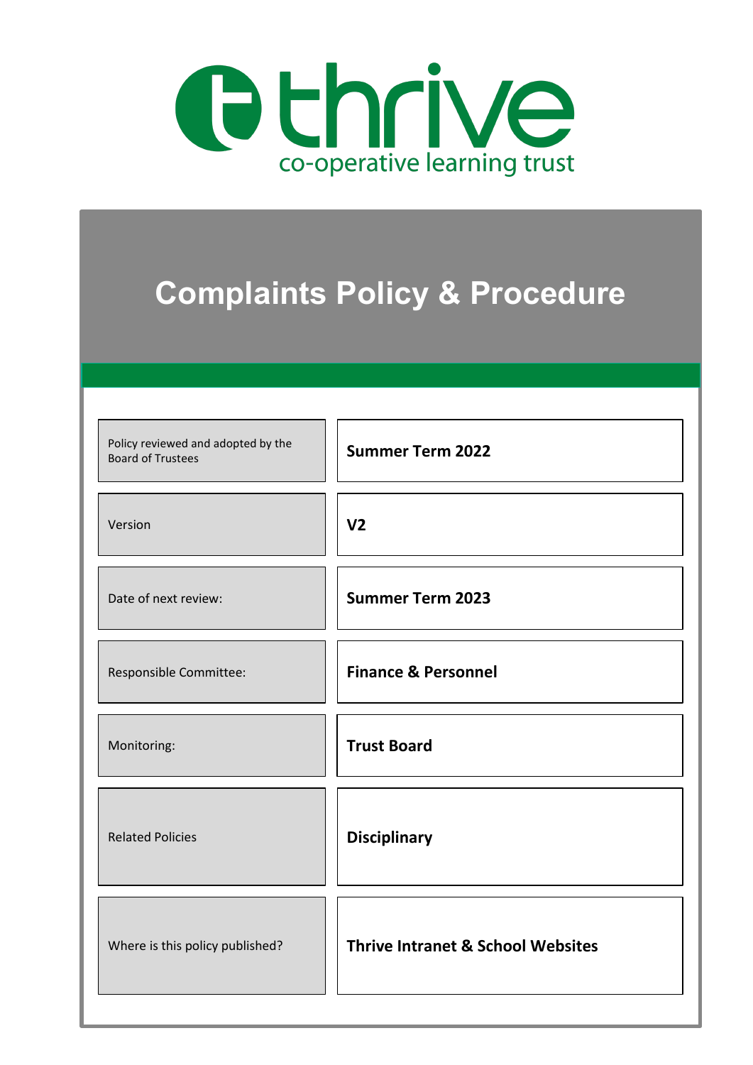thrive

co-operative learning trust

# Complaints Policy & Procedure

| | |
|---|---|
| Policy reviewed and adopted by the Board of Trustees | **Summer Term 2022** |
| Version | **V2** |
| Date of next review: | **Summer Term 2023** |
| Responsible Committee: | **Finance & Personnel** |
| Monitoring: | **Trust Board** |
| Related Policies | **Disciplinary** |
| Where is this policy published? | **Thrive Intranet & School Websites** |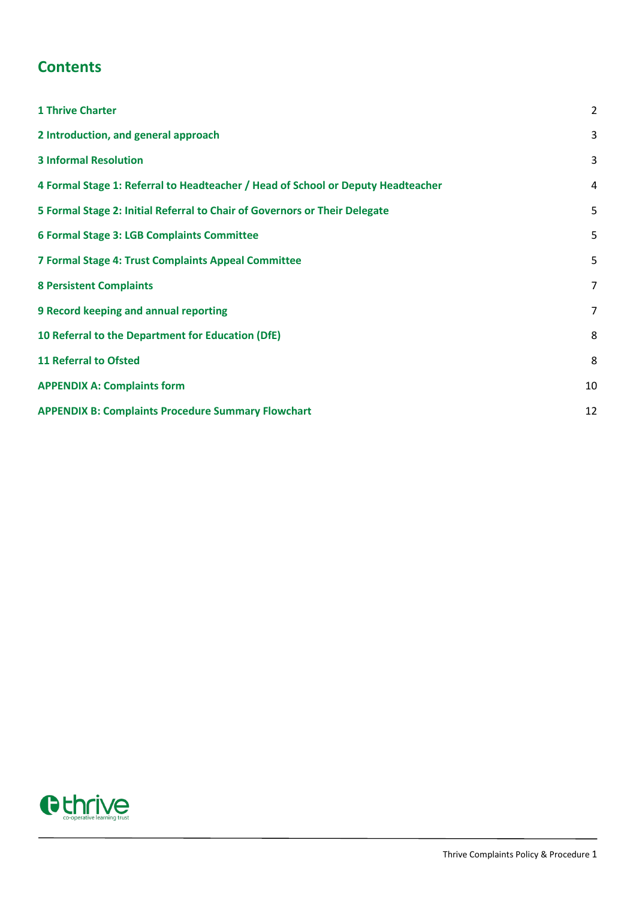# Contents

| | |
|---|---|
| **1 Thrive Charter** | 2 |
| **2 Introduction, and general approach** | 3 |
| **3 Informal Resolution** | 3 |
| **4 Formal Stage 1: Referral to Headteacher / Head of School or Deputy Headteacher** | 4 |
| **5 Formal Stage 2: Initial Referral to Chair of Governors or Their Delegate** | 5 |
| **6 Formal Stage 3: LGB Complaints Committee** | 5 |
| **7 Formal Stage 4: Trust Complaints Appeal Committee** | 5 |
| **8 Persistent Complaints** | 7 |
| **9 Record keeping and annual reporting** | 7 |
| **10 Referral to the Department for Education (DfE)** | 8 |
| **11 Referral to Ofsted** | 8 |
| **APPENDIX A: Complaints form** | 10 |
| **APPENDIX B: Complaints Procedure Summary Flowchart** | 12 |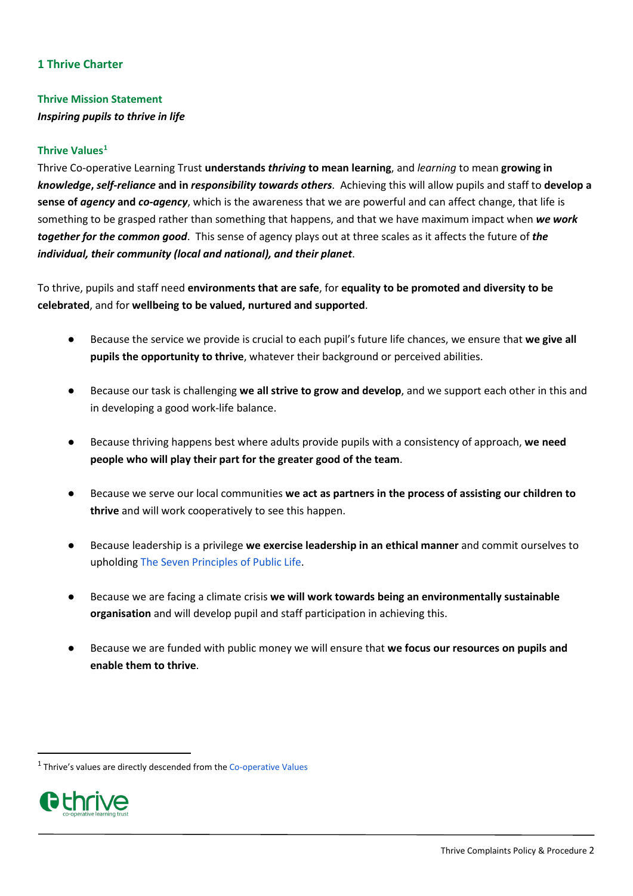## 1 Thrive Charter

### Thrive Mission Statement

***Inspiring pupils to thrive in life***

### Thrive Values[1]

Thrive Co-operative Learning Trust **understands *thriving* to mean learning**, and *learning* to mean **growing in *knowledge*, *self-reliance* and in *responsibility towards others***. Achieving this will allow pupils and staff to **develop a sense of *agency* and *co-agency***, which is the awareness that we are powerful and can affect change, that life is something to be grasped rather than something that happens, and that we have maximum impact when ***we work together for the common good***. This sense of agency plays out at three scales as it affects the future of ***the individual, their community (local and national), and their planet***.

To thrive, pupils and staff need **environments that are safe**, for **equality to be promoted and diversity to be celebrated**, and for **wellbeing to be valued, nurtured and supported**.

- Because the service we provide is crucial to each pupil's future life chances, we ensure that **we give all pupils the opportunity to thrive**, whatever their background or perceived abilities.
- Because our task is challenging **we all strive to grow and develop**, and we support each other in this and in developing a good work-life balance.
- Because thriving happens best where adults provide pupils with a consistency of approach, **we need people who will play their part for the greater good of the team**.
- Because we serve our local communities **we act as partners in the process of assisting our children to thrive** and will work cooperatively to see this happen.
- Because leadership is a privilege **we exercise leadership in an ethical manner** and commit ourselves to upholding The Seven Principles of Public Life.
- Because we are facing a climate crisis **we will work towards being an environmentally sustainable organisation** and will develop pupil and staff participation in achieving this.
- Because we are funded with public money we will ensure that **we focus our resources on pupils and enable them to thrive**.

[1] Thrive's values are directly descended from the Co-operative Values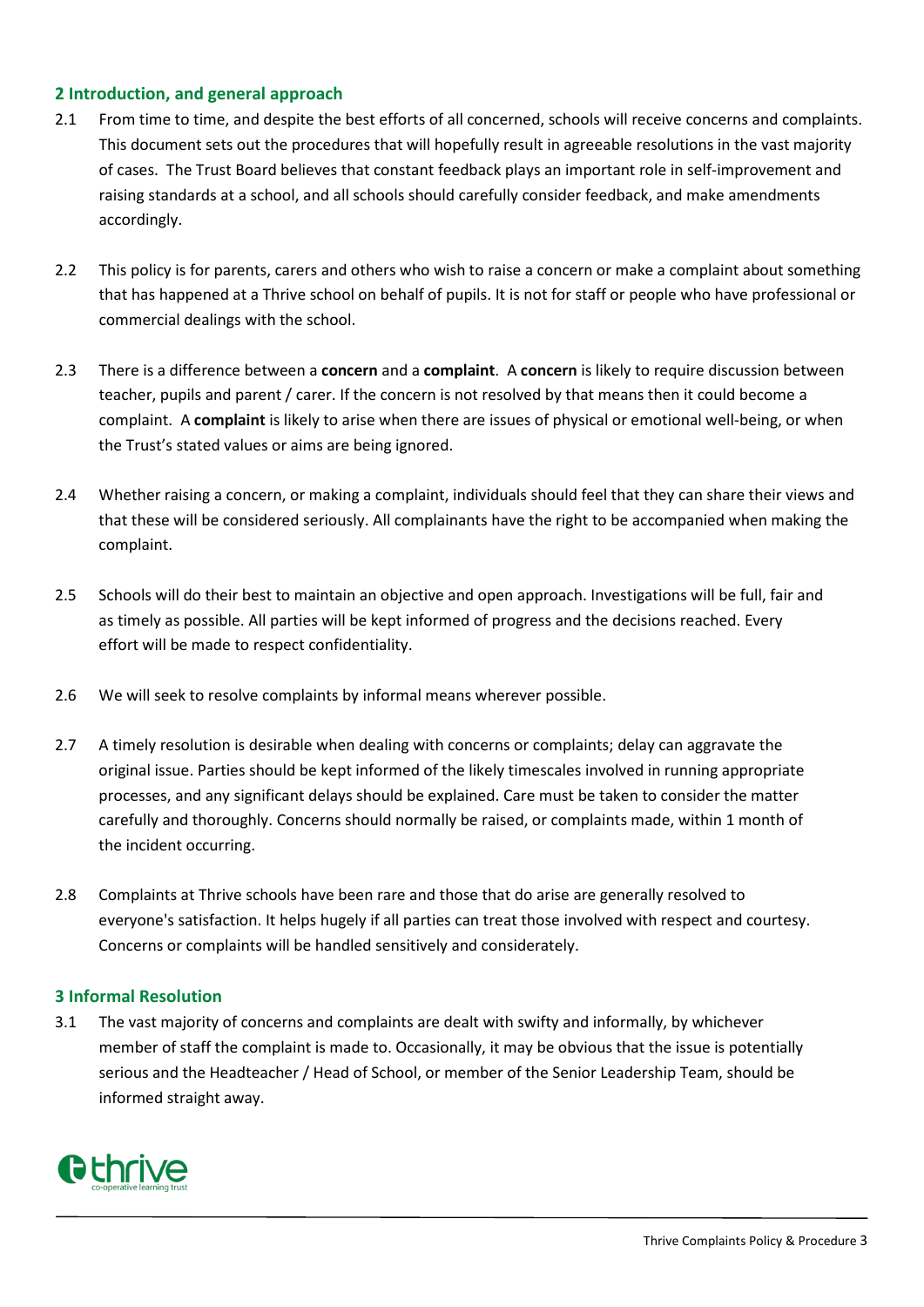## 2 Introduction, and general approach

2.1 From time to time, and despite the best efforts of all concerned, schools will receive concerns and complaints. This document sets out the procedures that will hopefully result in agreeable resolutions in the vast majority of cases. The Trust Board believes that constant feedback plays an important role in self-improvement and raising standards at a school, and all schools should carefully consider feedback, and make amendments accordingly.

2.2 This policy is for parents, carers and others who wish to raise a concern or make a complaint about something that has happened at a Thrive school on behalf of pupils. It is not for staff or people who have professional or commercial dealings with the school.

2.3 There is a difference between a **concern** and a **complaint**. A **concern** is likely to require discussion between teacher, pupils and parent / carer. If the concern is not resolved by that means then it could become a complaint. A **complaint** is likely to arise when there are issues of physical or emotional well-being, or when the Trust's stated values or aims are being ignored.

2.4 Whether raising a concern, or making a complaint, individuals should feel that they can share their views and that these will be considered seriously. All complainants have the right to be accompanied when making the complaint.

2.5 Schools will do their best to maintain an objective and open approach. Investigations will be full, fair and as timely as possible. All parties will be kept informed of progress and the decisions reached. Every effort will be made to respect confidentiality.

2.6 We will seek to resolve complaints by informal means wherever possible.

2.7 A timely resolution is desirable when dealing with concerns or complaints; delay can aggravate the original issue. Parties should be kept informed of the likely timescales involved in running appropriate processes, and any significant delays should be explained. Care must be taken to consider the matter carefully and thoroughly. Concerns should normally be raised, or complaints made, within 1 month of the incident occurring.

2.8 Complaints at Thrive schools have been rare and those that do arise are generally resolved to everyone's satisfaction. It helps hugely if all parties can treat those involved with respect and courtesy. Concerns or complaints will be handled sensitively and considerately.

## 3 Informal Resolution

3.1 The vast majority of concerns and complaints are dealt with swifty and informally, by whichever member of staff the complaint is made to. Occasionally, it may be obvious that the issue is potentially serious and the Headteacher / Head of School, or member of the Senior Leadership Team, should be informed straight away.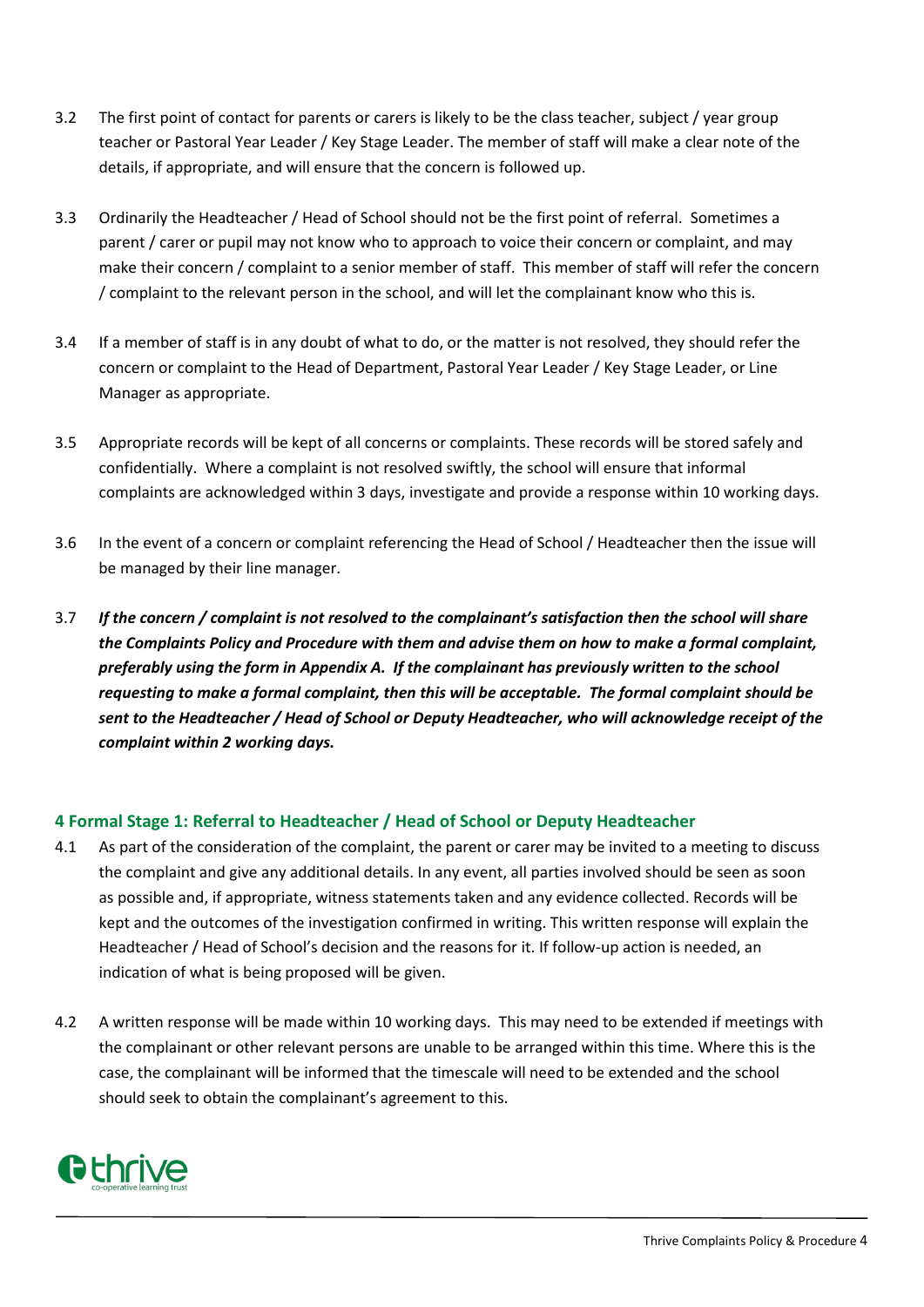3.2 The first point of contact for parents or carers is likely to be the class teacher, subject / year group teacher or Pastoral Year Leader / Key Stage Leader. The member of staff will make a clear note of the details, if appropriate, and will ensure that the concern is followed up.

3.3 Ordinarily the Headteacher / Head of School should not be the first point of referral. Sometimes a parent / carer or pupil may not know who to approach to voice their concern or complaint, and may make their concern / complaint to a senior member of staff. This member of staff will refer the concern / complaint to the relevant person in the school, and will let the complainant know who this is.

3.4 If a member of staff is in any doubt of what to do, or the matter is not resolved, they should refer the concern or complaint to the Head of Department, Pastoral Year Leader / Key Stage Leader, or Line Manager as appropriate.

3.5 Appropriate records will be kept of all concerns or complaints. These records will be stored safely and confidentially. Where a complaint is not resolved swiftly, the school will ensure that informal complaints are acknowledged within 3 days, investigate and provide a response within 10 working days.

3.6 In the event of a concern or complaint referencing the Head of School / Headteacher then the issue will be managed by their line manager.

3.7 ***If the concern / complaint is not resolved to the complainant's satisfaction then the school will share the Complaints Policy and Procedure with them and advise them on how to make a formal complaint, preferably using the form in Appendix A. If the complainant has previously written to the school requesting to make a formal complaint, then this will be acceptable. The formal complaint should be sent to the Headteacher / Head of School or Deputy Headteacher, who will acknowledge receipt of the complaint within 2 working days.***

## 4 Formal Stage 1: Referral to Headteacher / Head of School or Deputy Headteacher

4.1 As part of the consideration of the complaint, the parent or carer may be invited to a meeting to discuss the complaint and give any additional details. In any event, all parties involved should be seen as soon as possible and, if appropriate, witness statements taken and any evidence collected. Records will be kept and the outcomes of the investigation confirmed in writing. This written response will explain the Headteacher / Head of School's decision and the reasons for it. If follow-up action is needed, an indication of what is being proposed will be given.

4.2 A written response will be made within 10 working days. This may need to be extended if meetings with the complainant or other relevant persons are unable to be arranged within this time. Where this is the case, the complainant will be informed that the timescale will need to be extended and the school should seek to obtain the complainant's agreement to this.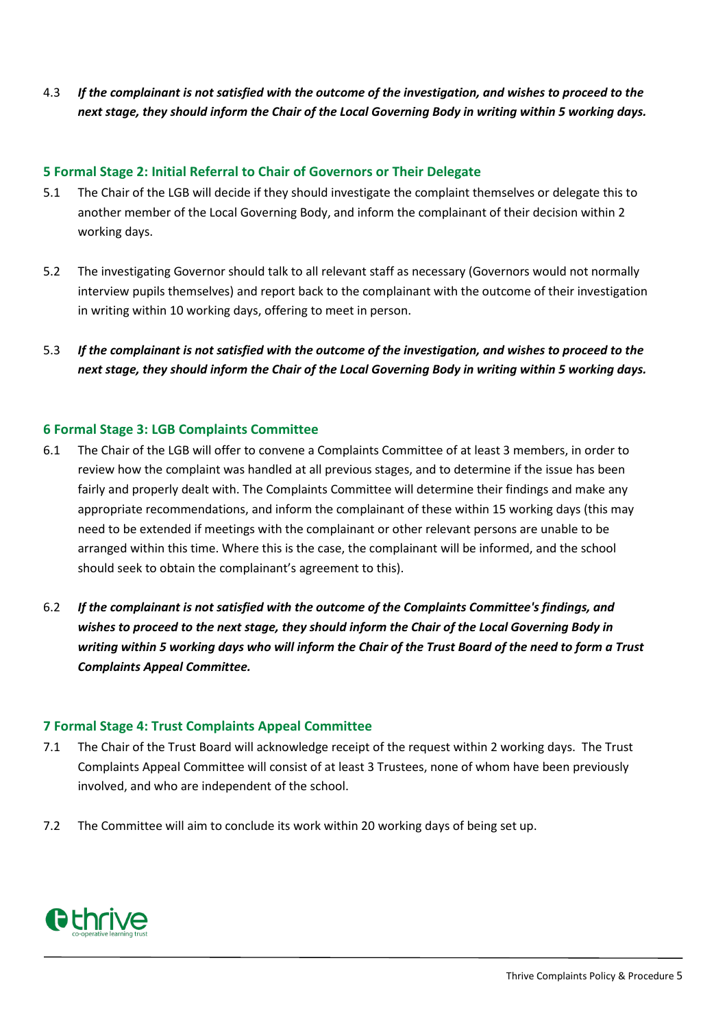4.3 ***If the complainant is not satisfied with the outcome of the investigation, and wishes to proceed to the next stage, they should inform the Chair of the Local Governing Body in writing within 5 working days.***

## 5 Formal Stage 2: Initial Referral to Chair of Governors or Their Delegate

5.1 The Chair of the LGB will decide if they should investigate the complaint themselves or delegate this to another member of the Local Governing Body, and inform the complainant of their decision within 2 working days.

5.2 The investigating Governor should talk to all relevant staff as necessary (Governors would not normally interview pupils themselves) and report back to the complainant with the outcome of their investigation in writing within 10 working days, offering to meet in person.

5.3 ***If the complainant is not satisfied with the outcome of the investigation, and wishes to proceed to the next stage, they should inform the Chair of the Local Governing Body in writing within 5 working days.***

## 6 Formal Stage 3: LGB Complaints Committee

6.1 The Chair of the LGB will offer to convene a Complaints Committee of at least 3 members, in order to review how the complaint was handled at all previous stages, and to determine if the issue has been fairly and properly dealt with. The Complaints Committee will determine their findings and make any appropriate recommendations, and inform the complainant of these within 15 working days (this may need to be extended if meetings with the complainant or other relevant persons are unable to be arranged within this time. Where this is the case, the complainant will be informed, and the school should seek to obtain the complainant's agreement to this).

6.2 ***If the complainant is not satisfied with the outcome of the Complaints Committee's findings, and wishes to proceed to the next stage, they should inform the Chair of the Local Governing Body in writing within 5 working days who will inform the Chair of the Trust Board of the need to form a Trust Complaints Appeal Committee.***

## 7 Formal Stage 4: Trust Complaints Appeal Committee

7.1 The Chair of the Trust Board will acknowledge receipt of the request within 2 working days. The Trust Complaints Appeal Committee will consist of at least 3 Trustees, none of whom have been previously involved, and who are independent of the school.

7.2 The Committee will aim to conclude its work within 20 working days of being set up.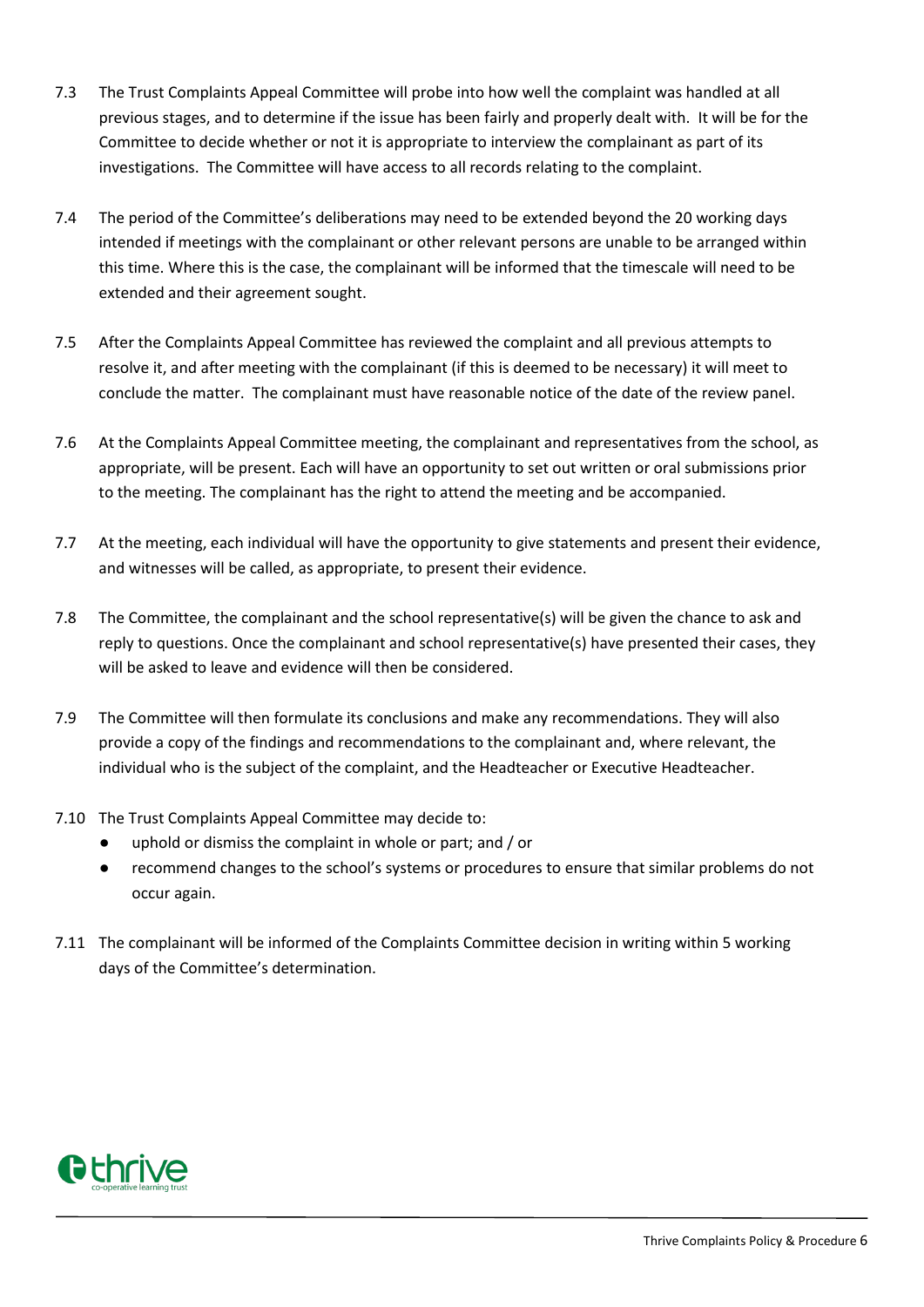7.3 The Trust Complaints Appeal Committee will probe into how well the complaint was handled at all previous stages, and to determine if the issue has been fairly and properly dealt with. It will be for the Committee to decide whether or not it is appropriate to interview the complainant as part of its investigations. The Committee will have access to all records relating to the complaint.

7.4 The period of the Committee's deliberations may need to be extended beyond the 20 working days intended if meetings with the complainant or other relevant persons are unable to be arranged within this time. Where this is the case, the complainant will be informed that the timescale will need to be extended and their agreement sought.

7.5 After the Complaints Appeal Committee has reviewed the complaint and all previous attempts to resolve it, and after meeting with the complainant (if this is deemed to be necessary) it will meet to conclude the matter. The complainant must have reasonable notice of the date of the review panel.

7.6 At the Complaints Appeal Committee meeting, the complainant and representatives from the school, as appropriate, will be present. Each will have an opportunity to set out written or oral submissions prior to the meeting. The complainant has the right to attend the meeting and be accompanied.

7.7 At the meeting, each individual will have the opportunity to give statements and present their evidence, and witnesses will be called, as appropriate, to present their evidence.

7.8 The Committee, the complainant and the school representative(s) will be given the chance to ask and reply to questions. Once the complainant and school representative(s) have presented their cases, they will be asked to leave and evidence will then be considered.

7.9 The Committee will then formulate its conclusions and make any recommendations. They will also provide a copy of the findings and recommendations to the complainant and, where relevant, the individual who is the subject of the complaint, and the Headteacher or Executive Headteacher.

7.10 The Trust Complaints Appeal Committee may decide to:

- uphold or dismiss the complaint in whole or part; and / or
- recommend changes to the school's systems or procedures to ensure that similar problems do not occur again.

7.11 The complainant will be informed of the Complaints Committee decision in writing within 5 working days of the Committee's determination.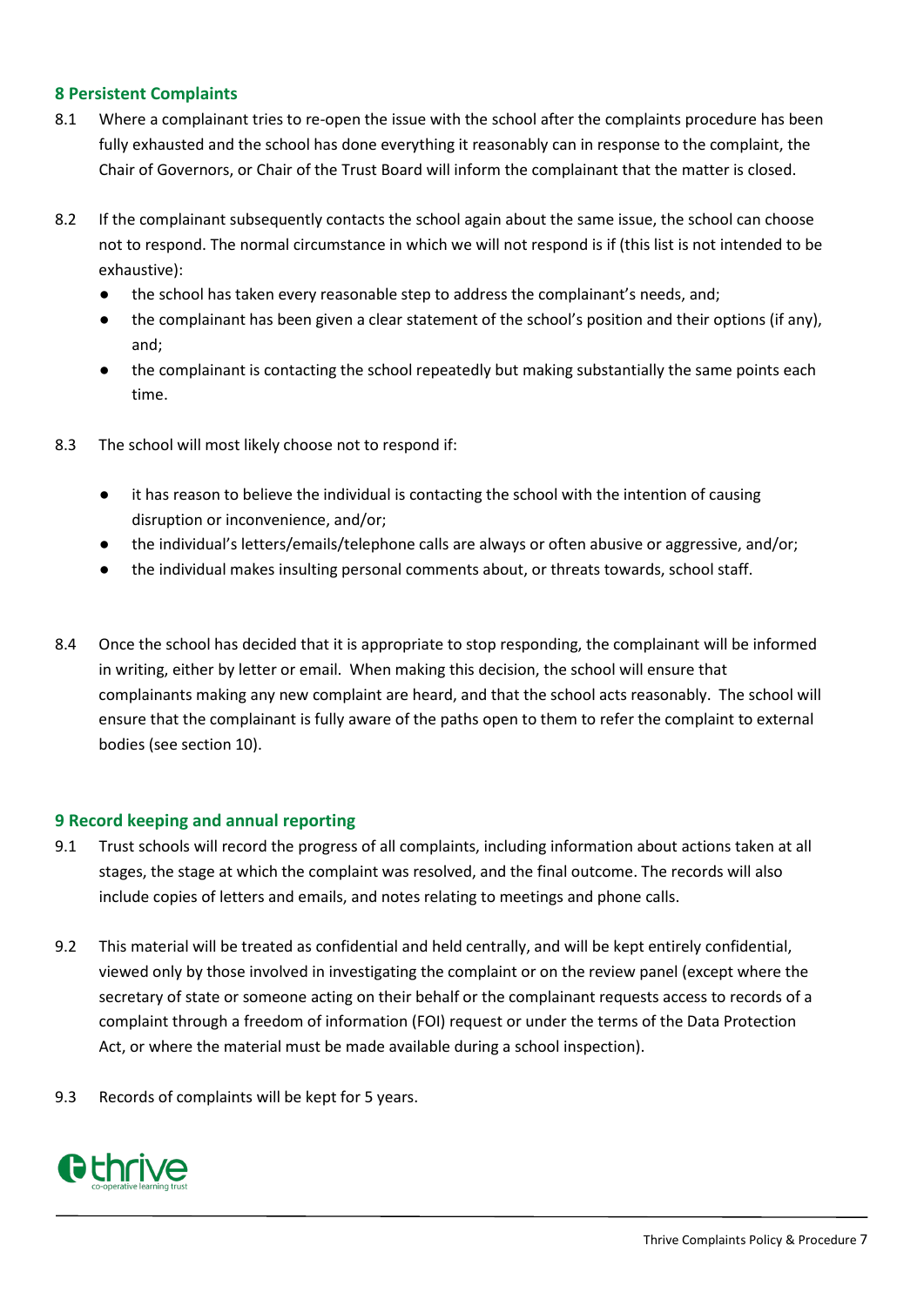## 8 Persistent Complaints

8.1 Where a complainant tries to re-open the issue with the school after the complaints procedure has been fully exhausted and the school has done everything it reasonably can in response to the complaint, the Chair of Governors, or Chair of the Trust Board will inform the complainant that the matter is closed.

8.2 If the complainant subsequently contacts the school again about the same issue, the school can choose not to respond. The normal circumstance in which we will not respond is if (this list is not intended to be exhaustive):

- the school has taken every reasonable step to address the complainant's needs, and;
- the complainant has been given a clear statement of the school's position and their options (if any), and;
- the complainant is contacting the school repeatedly but making substantially the same points each time.

8.3 The school will most likely choose not to respond if:

- it has reason to believe the individual is contacting the school with the intention of causing disruption or inconvenience, and/or;
- the individual's letters/emails/telephone calls are always or often abusive or aggressive, and/or;
- the individual makes insulting personal comments about, or threats towards, school staff.

8.4 Once the school has decided that it is appropriate to stop responding, the complainant will be informed in writing, either by letter or email. When making this decision, the school will ensure that complainants making any new complaint are heard, and that the school acts reasonably. The school will ensure that the complainant is fully aware of the paths open to them to refer the complaint to external bodies (see section 10).

## 9 Record keeping and annual reporting

9.1 Trust schools will record the progress of all complaints, including information about actions taken at all stages, the stage at which the complaint was resolved, and the final outcome. The records will also include copies of letters and emails, and notes relating to meetings and phone calls.

9.2 This material will be treated as confidential and held centrally, and will be kept entirely confidential, viewed only by those involved in investigating the complaint or on the review panel (except where the secretary of state or someone acting on their behalf or the complainant requests access to records of a complaint through a freedom of information (FOI) request or under the terms of the Data Protection Act, or where the material must be made available during a school inspection).

9.3 Records of complaints will be kept for 5 years.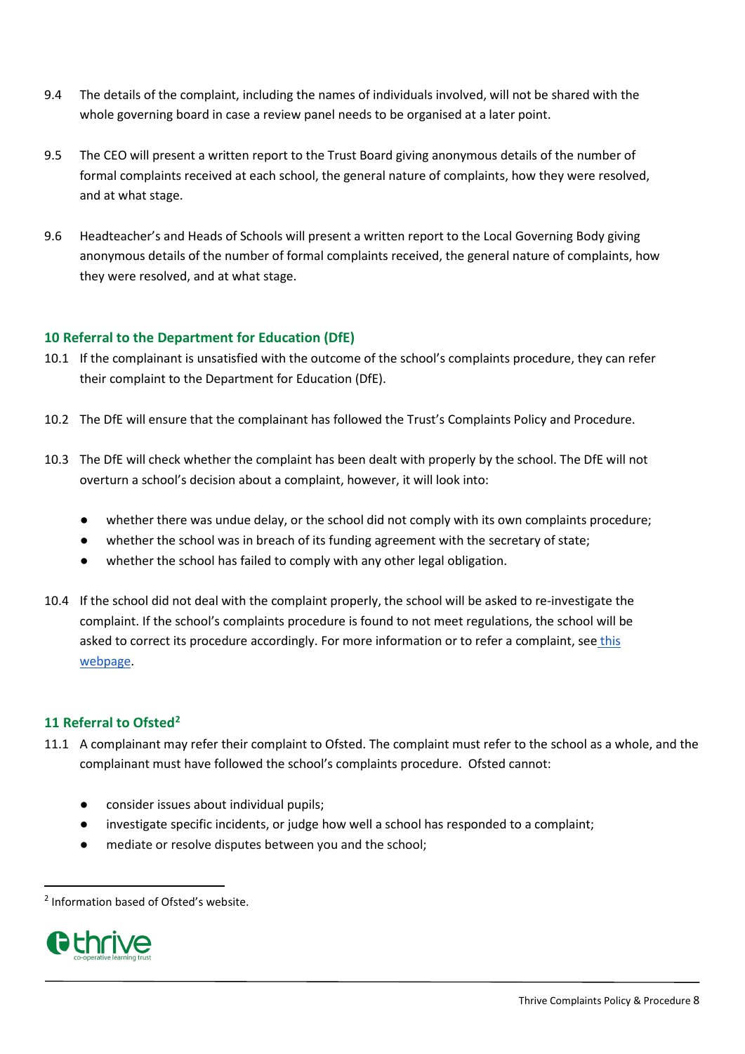9.4 The details of the complaint, including the names of individuals involved, will not be shared with the whole governing board in case a review panel needs to be organised at a later point.

9.5 The CEO will present a written report to the Trust Board giving anonymous details of the number of formal complaints received at each school, the general nature of complaints, how they were resolved, and at what stage.

9.6 Headteacher's and Heads of Schools will present a written report to the Local Governing Body giving anonymous details of the number of formal complaints received, the general nature of complaints, how they were resolved, and at what stage.

## 10 Referral to the Department for Education (DfE)

10.1 If the complainant is unsatisfied with the outcome of the school's complaints procedure, they can refer their complaint to the Department for Education (DfE).

10.2 The DfE will ensure that the complainant has followed the Trust's Complaints Policy and Procedure.

10.3 The DfE will check whether the complaint has been dealt with properly by the school. The DfE will not overturn a school's decision about a complaint, however, it will look into:

- whether there was undue delay, or the school did not comply with its own complaints procedure;
- whether the school was in breach of its funding agreement with the secretary of state;
- whether the school has failed to comply with any other legal obligation.

10.4 If the school did not deal with the complaint properly, the school will be asked to re-investigate the complaint. If the school's complaints procedure is found to not meet regulations, the school will be asked to correct its procedure accordingly. For more information or to refer a complaint, see this webpage.

## 11 Referral to Ofsted[2]

11.1 A complainant may refer their complaint to Ofsted. The complaint must refer to the school as a whole, and the complainant must have followed the school's complaints procedure. Ofsted cannot:

- consider issues about individual pupils;
- investigate specific incidents, or judge how well a school has responded to a complaint;
- mediate or resolve disputes between you and the school;

[2] Information based of Ofsted's website.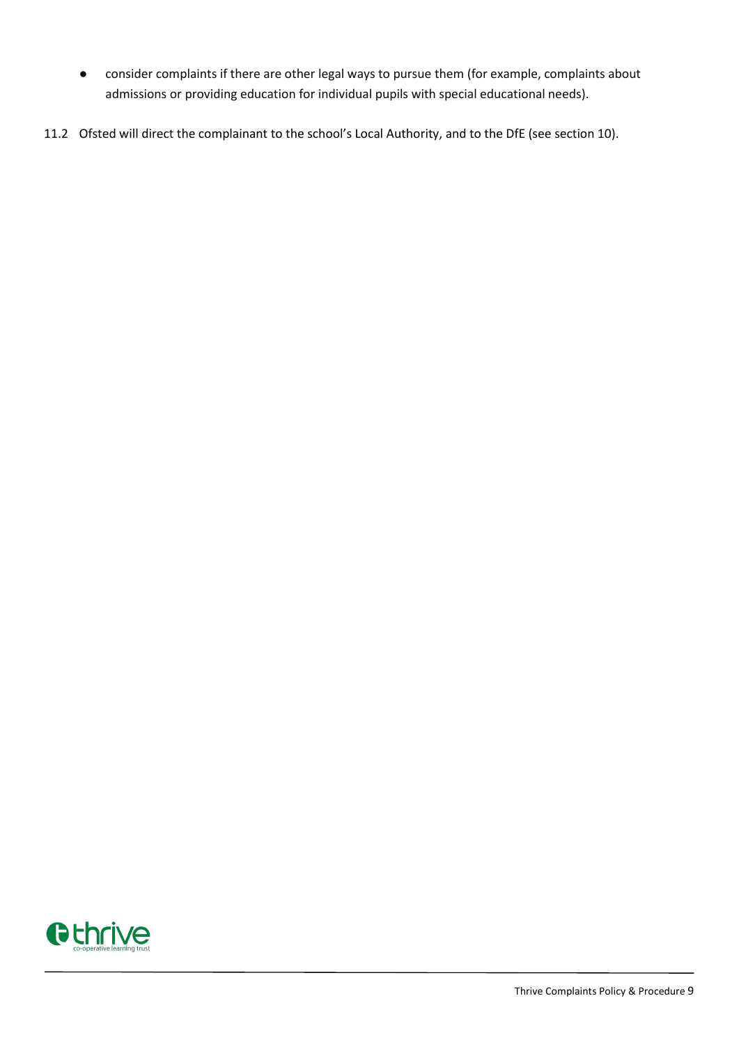- consider complaints if there are other legal ways to pursue them (for example, complaints about admissions or providing education for individual pupils with special educational needs).

11.2 Ofsted will direct the complainant to the school's Local Authority, and to the DfE (see section 10).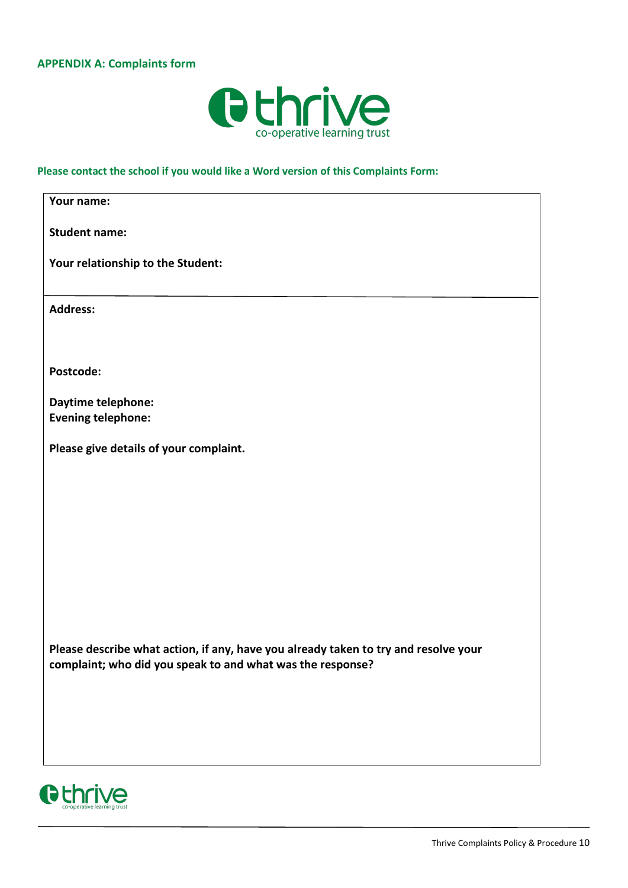## APPENDIX A: Complaints form

thrive
co-operative learning trust

**Please contact the school if you would like a Word version of this Complaints Form:**

**Your name:**

**Student name:**

**Your relationship to the Student:**

---

**Address:**

**Postcode:**

**Daytime telephone:**
**Evening telephone:**

**Please give details of your complaint.**

**Please describe what action, if any, have you already taken to try and resolve your complaint; who did you speak to and what was the response?**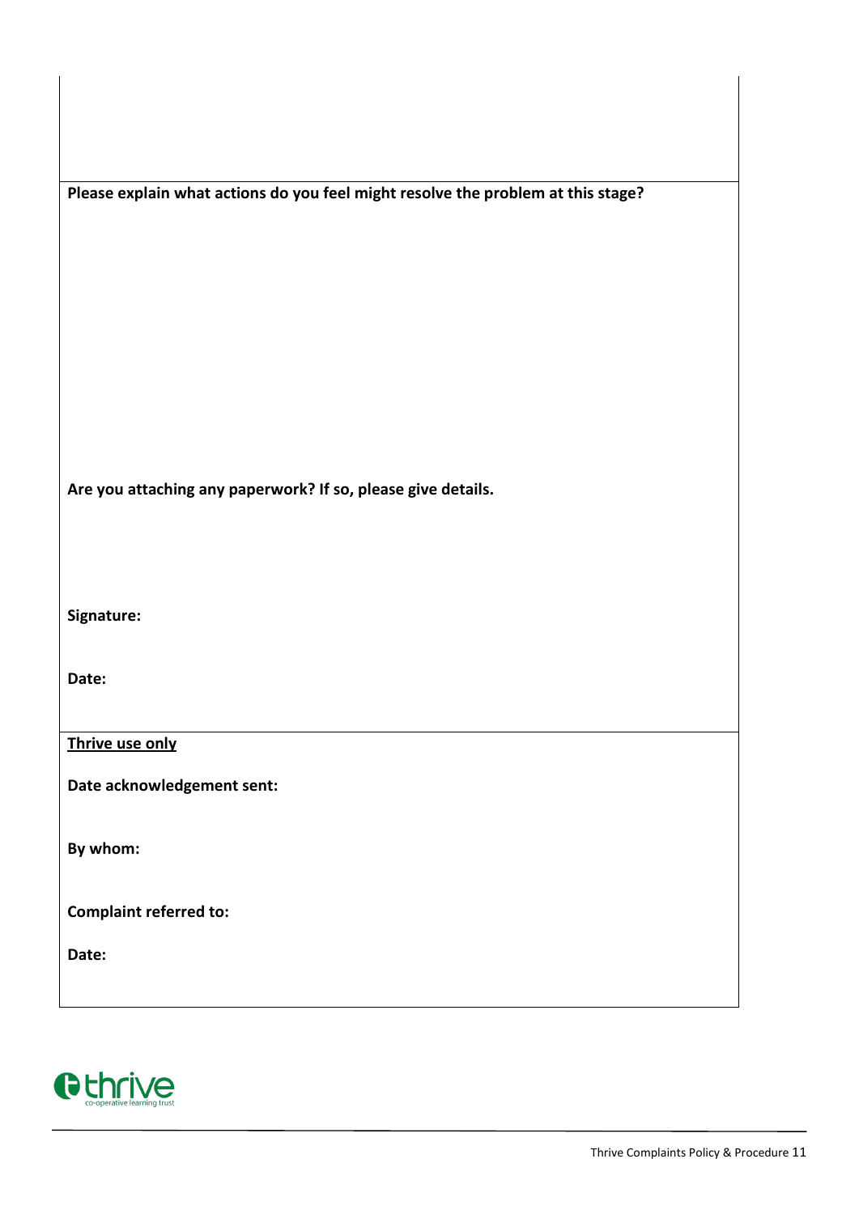**Please explain what actions do you feel might resolve the problem at this stage?**

**Are you attaching any paperwork? If so, please give details.**

**Signature:**

**Date:**

**Thrive use only**

**Date acknowledgement sent:**

**By whom:**

**Complaint referred to:**

**Date:**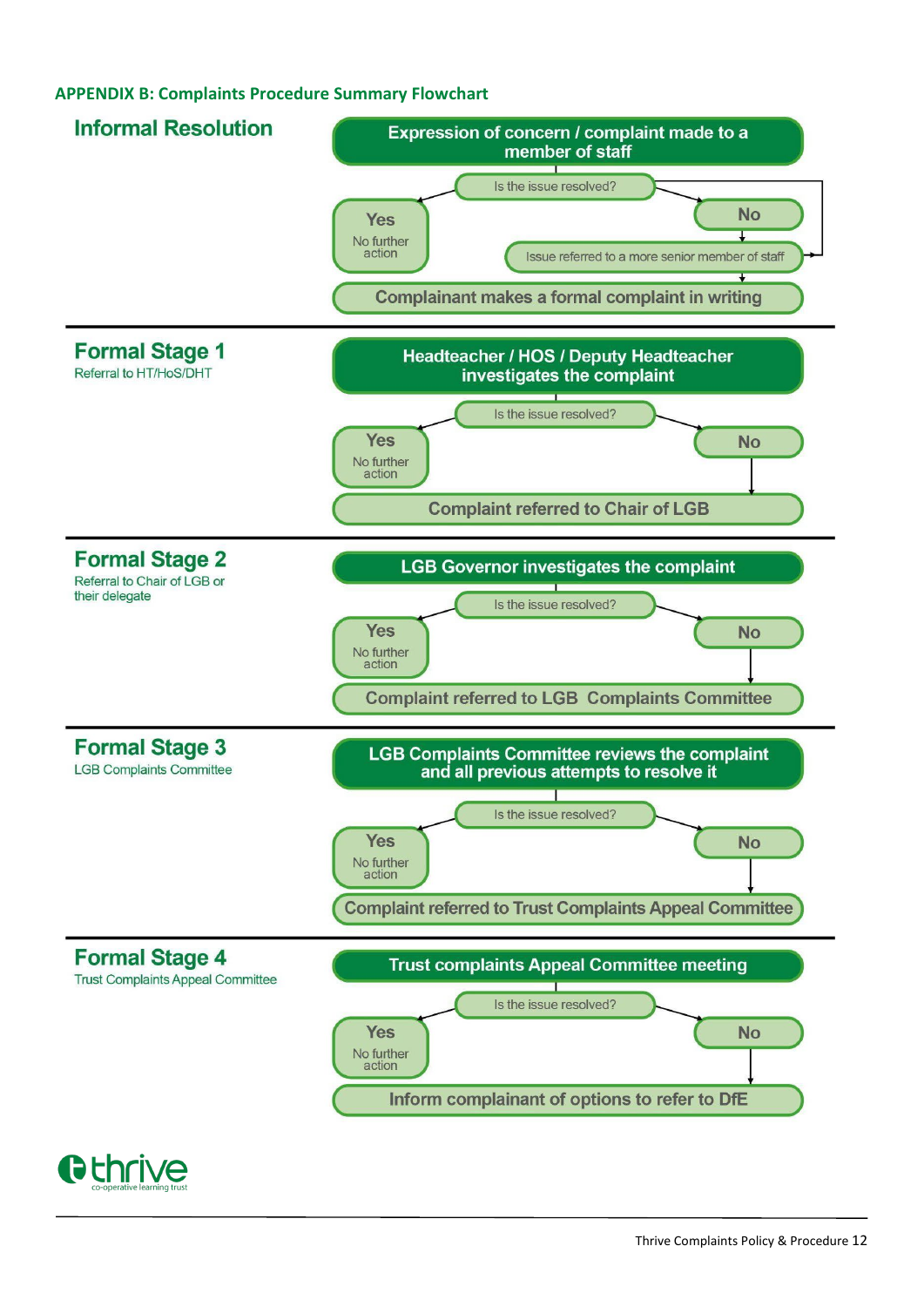## APPENDIX B: Complaints Procedure Summary Flowchart

### Informal Resolution

Expression of concern / complaint made to a member of staff

Is the issue resolved?

Yes
No further action

No

Issue referred to a more senior member of staff

Complainant makes a formal complaint in writing

### Formal Stage 1

Referral to HT/HoS/DHT

Headteacher / HOS / Deputy Headteacher investigates the complaint

Is the issue resolved?

Yes
No further action

No

Complaint referred to Chair of LGB

### Formal Stage 2

Referral to Chair of LGB or their delegate

LGB Governor investigates the complaint

Is the issue resolved?

Yes
No further action

No

Complaint referred to LGB Complaints Committee

### Formal Stage 3

LGB Complaints Committee

LGB Complaints Committee reviews the complaint and all previous attempts to resolve it

Is the issue resolved?

Yes
No further action

No

Complaint referred to Trust Complaints Appeal Committee

### Formal Stage 4

Trust Complaints Appeal Committee

Trust complaints Appeal Committee meeting

Is the issue resolved?

Yes
No further action

No

Inform complainant of options to refer to DfE

thrive
co-operative learning trust

Thrive Complaints Policy & Procedure